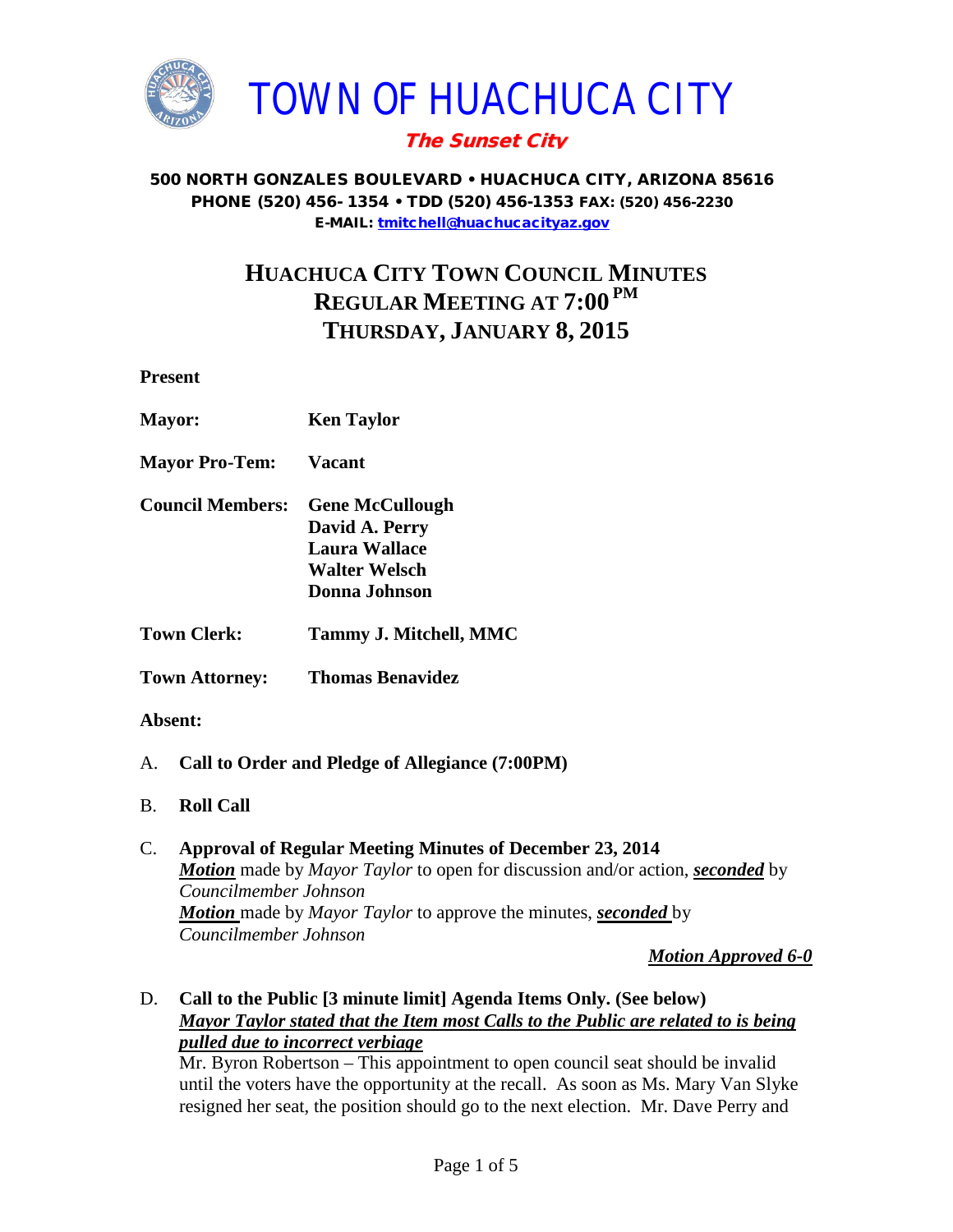# TOWN OF HUACHUCA CITY

***The Sunset City***

**500 NORTH GONZALES BOULEVARD • HUACHUCA CITY, ARIZONA 85616**
**PHONE (520) 456- 1354 • TDD (520) 456-1353 FAX: (520) 456-2230**
**E-MAIL: tmitchell@huachucacityaz.gov**

## HUACHUCA CITY TOWN COUNCIL MINUTES
## REGULAR MEETING AT 7:00 PM
## THURSDAY, JANUARY 8, 2015

**Present**

**Mayor:** **Ken Taylor**

**Mayor Pro-Tem:** **Vacant**

**Council Members:** **Gene McCullough**
**David A. Perry**
**Laura Wallace**
**Walter Welsch**
**Donna Johnson**

**Town Clerk:** **Tammy J. Mitchell, MMC**

**Town Attorney:** **Thomas Benavidez**

**Absent:**

A. **Call to Order and Pledge of Allegiance (7:00PM)**

B. **Roll Call**

C. **Approval of Regular Meeting Minutes of December 23, 2014**
***Motion*** made by *Mayor Taylor* to open for discussion and/or action, ***seconded*** by *Councilmember Johnson*
***Motion*** made by *Mayor Taylor* to approve the minutes, ***seconded*** by *Councilmember Johnson*

***Motion Approved 6-0***

D. **Call to the Public [3 minute limit] Agenda Items Only. (See below)**
***Mayor Taylor stated that the Item most Calls to the Public are related to is being pulled due to incorrect verbiage***
Mr. Byron Robertson – This appointment to open council seat should be invalid until the voters have the opportunity at the recall. As soon as Ms. Mary Van Slyke resigned her seat, the position should go to the next election. Mr. Dave Perry and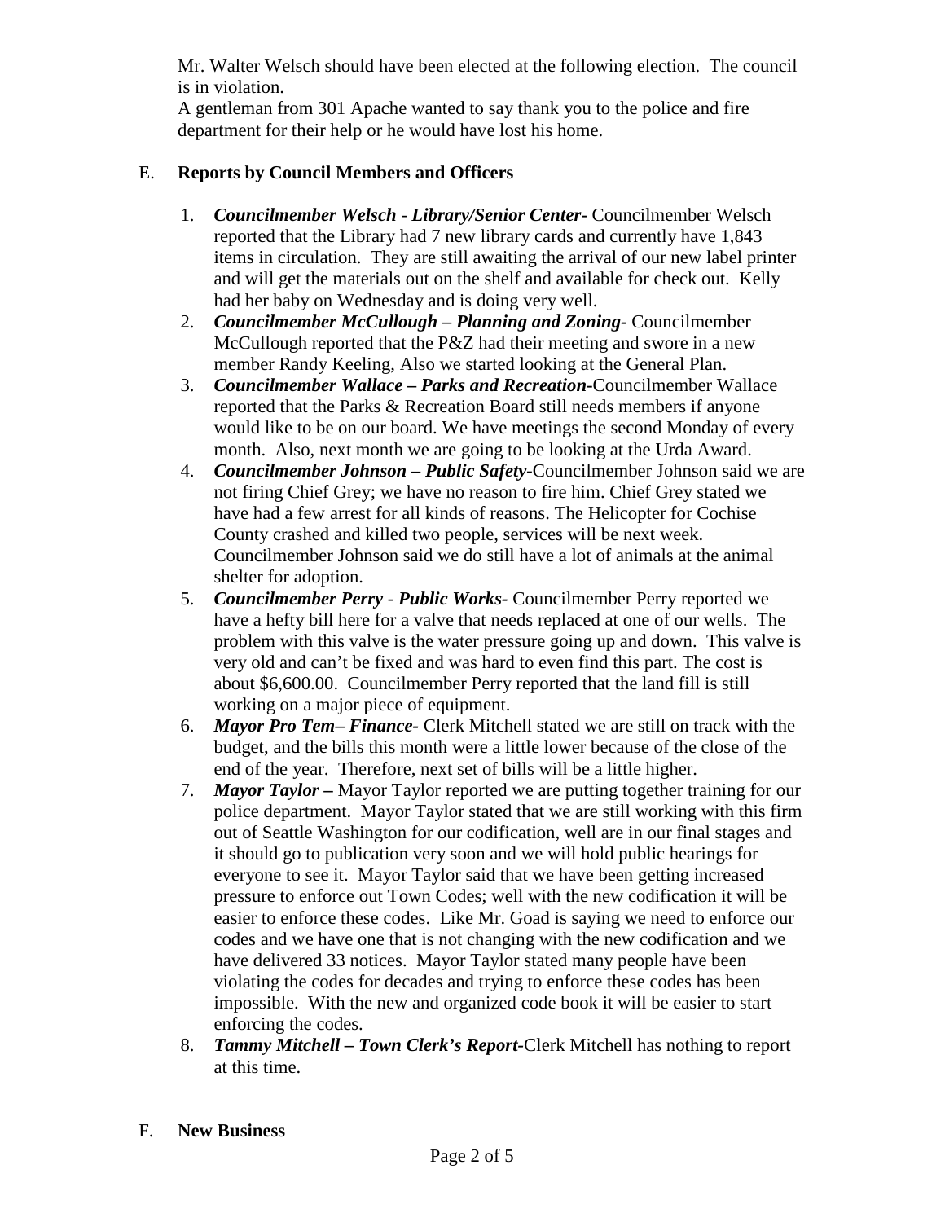Mr. Walter Welsch should have been elected at the following election. The council is in violation.
A gentleman from 301 Apache wanted to say thank you to the police and fire department for their help or he would have lost his home.

E. **Reports by Council Members and Officers**

1. ***Councilmember Welsch*** - ***Library/Senior Center***- Councilmember Welsch reported that the Library had 7 new library cards and currently have 1,843 items in circulation. They are still awaiting the arrival of our new label printer and will get the materials out on the shelf and available for check out. Kelly had her baby on Wednesday and is doing very well.
2. ***Councilmember McCullough – Planning and Zoning***- Councilmember McCullough reported that the P&Z had their meeting and swore in a new member Randy Keeling, Also we started looking at the General Plan.
3. ***Councilmember Wallace – Parks and Recreation***-Councilmember Wallace reported that the Parks & Recreation Board still needs members if anyone would like to be on our board. We have meetings the second Monday of every month. Also, next month we are going to be looking at the Urda Award.
4. ***Councilmember Johnson – Public Safety***-Councilmember Johnson said we are not firing Chief Grey; we have no reason to fire him. Chief Grey stated we have had a few arrest for all kinds of reasons. The Helicopter for Cochise County crashed and killed two people, services will be next week. Councilmember Johnson said we do still have a lot of animals at the animal shelter for adoption.
5. ***Councilmember Perry*** - ***Public Works***- Councilmember Perry reported we have a hefty bill here for a valve that needs replaced at one of our wells. The problem with this valve is the water pressure going up and down. This valve is very old and can't be fixed and was hard to even find this part. The cost is about $6,600.00. Councilmember Perry reported that the land fill is still working on a major piece of equipment.
6. ***Mayor Pro Tem– Finance***- Clerk Mitchell stated we are still on track with the budget, and the bills this month were a little lower because of the close of the end of the year. Therefore, next set of bills will be a little higher.
7. ***Mayor Taylor –*** Mayor Taylor reported we are putting together training for our police department. Mayor Taylor stated that we are still working with this firm out of Seattle Washington for our codification, well are in our final stages and it should go to publication very soon and we will hold public hearings for everyone to see it. Mayor Taylor said that we have been getting increased pressure to enforce out Town Codes; well with the new codification it will be easier to enforce these codes. Like Mr. Goad is saying we need to enforce our codes and we have one that is not changing with the new codification and we have delivered 33 notices. Mayor Taylor stated many people have been violating the codes for decades and trying to enforce these codes has been impossible. With the new and organized code book it will be easier to start enforcing the codes.
8. ***Tammy Mitchell – Town Clerk's Report***-Clerk Mitchell has nothing to report at this time.

F. **New Business**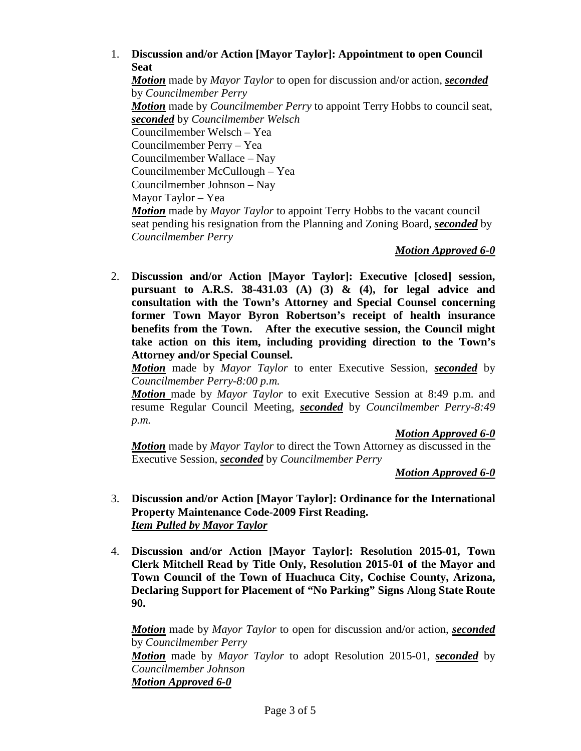1. **Discussion and/or Action [Mayor Taylor]: Appointment to open Council Seat**

   ***Motion*** made by *Mayor Taylor* to open for discussion and/or action, ***seconded*** by *Councilmember Perry*
   ***Motion*** made by *Councilmember Perry* to appoint Terry Hobbs to council seat, ***seconded*** by *Councilmember Welsch*
   Councilmember Welsch – Yea
   Councilmember Perry – Yea
   Councilmember Wallace – Nay
   Councilmember McCullough – Yea
   Councilmember Johnson – Nay
   Mayor Taylor – Yea
   ***Motion*** made by *Mayor Taylor* to appoint Terry Hobbs to the vacant council seat pending his resignation from the Planning and Zoning Board, ***seconded*** by *Councilmember Perry*

   ***Motion Approved 6-0***

2. **Discussion and/or Action [Mayor Taylor]: Executive [closed] session, pursuant to A.R.S. 38-431.03 (A) (3) & (4), for legal advice and consultation with the Town's Attorney and Special Counsel concerning former Town Mayor Byron Robertson's receipt of health insurance benefits from the Town. After the executive session, the Council might take action on this item, including providing direction to the Town's Attorney and/or Special Counsel.**

   ***Motion*** made by *Mayor Taylor* to enter Executive Session, ***seconded*** by *Councilmember Perry-8:00 p.m.*
   ***Motion*** made by *Mayor Taylor* to exit Executive Session at 8:49 p.m. and resume Regular Council Meeting, ***seconded*** by *Councilmember Perry-8:49 p.m.*

   ***Motion Approved 6-0***

   ***Motion*** made by *Mayor Taylor* to direct the Town Attorney as discussed in the Executive Session, ***seconded*** by *Councilmember Perry*

   ***Motion Approved 6-0***

3. **Discussion and/or Action [Mayor Taylor]: Ordinance for the International Property Maintenance Code-2009 First Reading.**
   ***Item Pulled by Mayor Taylor***

4. **Discussion and/or Action [Mayor Taylor]: Resolution 2015-01, Town Clerk Mitchell Read by Title Only, Resolution 2015-01 of the Mayor and Town Council of the Town of Huachuca City, Cochise County, Arizona, Declaring Support for Placement of "No Parking" Signs Along State Route 90.**

   ***Motion*** made by *Mayor Taylor* to open for discussion and/or action, ***seconded*** by *Councilmember Perry*
   ***Motion*** made by *Mayor Taylor* to adopt Resolution 2015-01, ***seconded*** by *Councilmember Johnson*
   ***Motion Approved 6-0***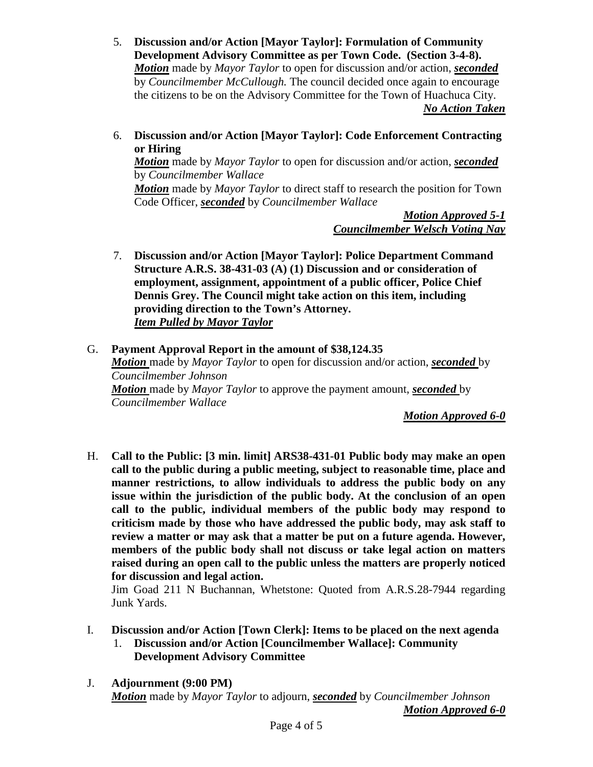5. **Discussion and/or Action [Mayor Taylor]: Formulation of Community Development Advisory Committee as per Town Code. (Section 3-4-8).**
   ***Motion*** made by *Mayor Taylor* to open for discussion and/or action, ***seconded*** by *Councilmember McCullough.* The council decided once again to encourage the citizens to be on the Advisory Committee for the Town of Huachuca City.
   ***No Action Taken***

6. **Discussion and/or Action [Mayor Taylor]: Code Enforcement Contracting or Hiring**
   ***Motion*** made by *Mayor Taylor* to open for discussion and/or action, ***seconded*** by *Councilmember Wallace*
   ***Motion*** made by *Mayor Taylor* to direct staff to research the position for Town Code Officer, ***seconded*** by *Councilmember Wallace*
   ***Motion Approved 5-1***
   ***Councilmember Welsch Voting Nay***

7. **Discussion and/or Action [Mayor Taylor]: Police Department Command Structure A.R.S. 38-431-03 (A) (1) Discussion and or consideration of employment, assignment, appointment of a public officer, Police Chief Dennis Grey. The Council might take action on this item, including providing direction to the Town's Attorney.**
   ***Item Pulled by Mayor Taylor***

G. **Payment Approval Report in the amount of $38,124.35**
***Motion*** made by *Mayor Taylor* to open for discussion and/or action, ***seconded*** by *Councilmember Johnson*
***Motion*** made by *Mayor Taylor* to approve the payment amount, ***seconded*** by *Councilmember Wallace*
***Motion Approved 6-0***

H. **Call to the Public: [3 min. limit] ARS38-431-01 Public body may make an open call to the public during a public meeting, subject to reasonable time, place and manner restrictions, to allow individuals to address the public body on any issue within the jurisdiction of the public body. At the conclusion of an open call to the public, individual members of the public body may respond to criticism made by those who have addressed the public body, may ask staff to review a matter or may ask that a matter be put on a future agenda. However, members of the public body shall not discuss or take legal action on matters raised during an open call to the public unless the matters are properly noticed for discussion and legal action.**
Jim Goad 211 N Buchannan, Whetstone: Quoted from A.R.S.28-7944 regarding Junk Yards.

I. **Discussion and/or Action [Town Clerk]: Items to be placed on the next agenda**
   1. **Discussion and/or Action [Councilmember Wallace]: Community Development Advisory Committee**

J. **Adjournment (9:00 PM)**
***Motion*** made by *Mayor Taylor* to adjourn, ***seconded*** by *Councilmember Johnson*
***Motion Approved 6-0***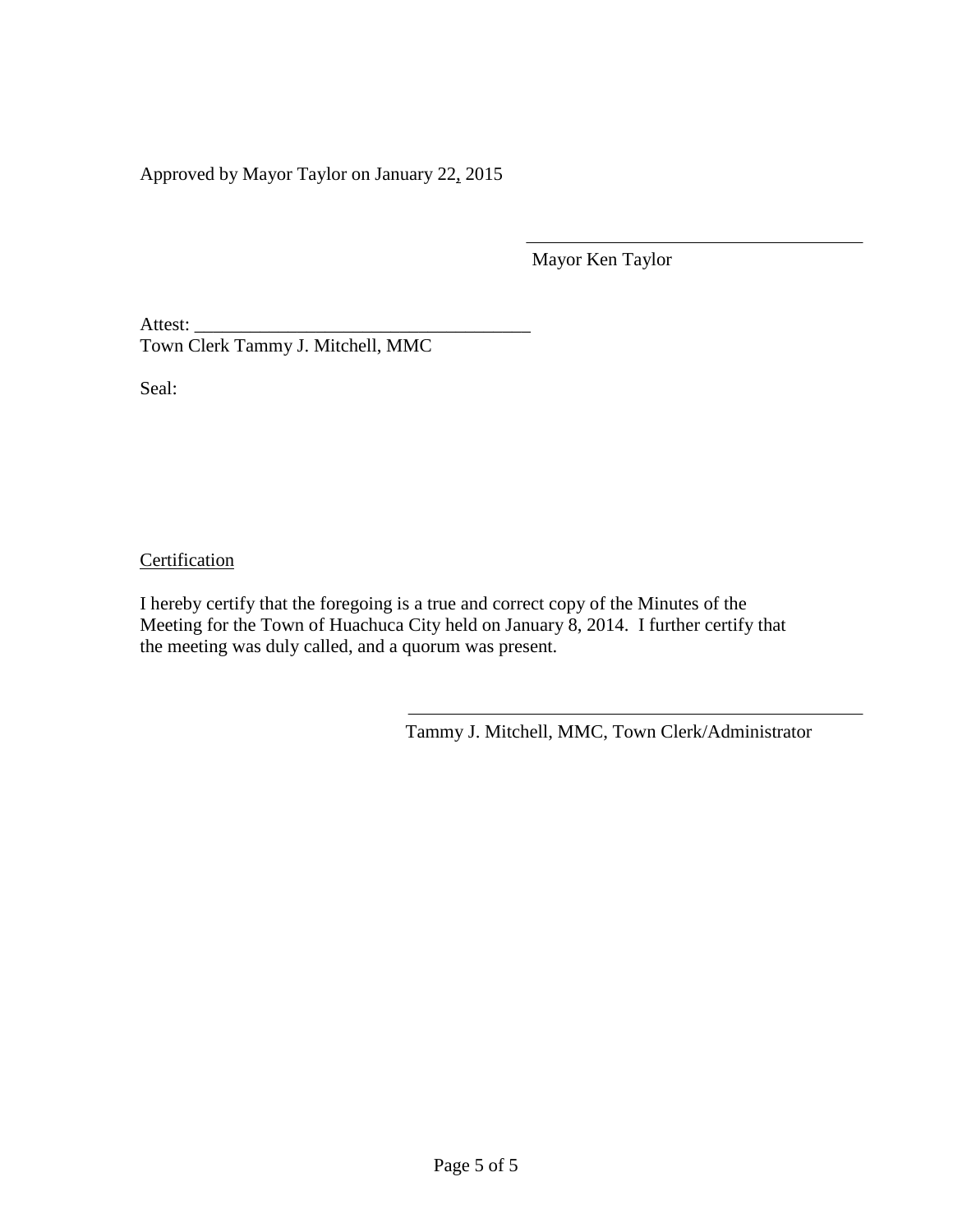Approved by Mayor Taylor on January 22, 2015

\_\_\_\_\_\_\_\_\_\_\_\_\_\_\_\_\_\_\_\_\_\_\_\_\_\_\_\_\_\_\_\_\_\_\_\_

Mayor Ken Taylor

Attest: \_\_\_\_\_\_\_\_\_\_\_\_\_\_\_\_\_\_\_\_\_\_\_\_\_\_\_\_\_\_\_\_\_\_\_\_

Town Clerk Tammy J. Mitchell, MMC

Seal:

Certification

I hereby certify that the foregoing is a true and correct copy of the Minutes of the Meeting for the Town of Huachuca City held on January 8, 2014. I further certify that the meeting was duly called, and a quorum was present.

\_\_\_\_\_\_\_\_\_\_\_\_\_\_\_\_\_\_\_\_\_\_\_\_\_\_\_\_\_\_\_\_\_\_\_\_\_\_\_\_\_\_\_\_\_\_\_\_

Tammy J. Mitchell, MMC, Town Clerk/Administrator